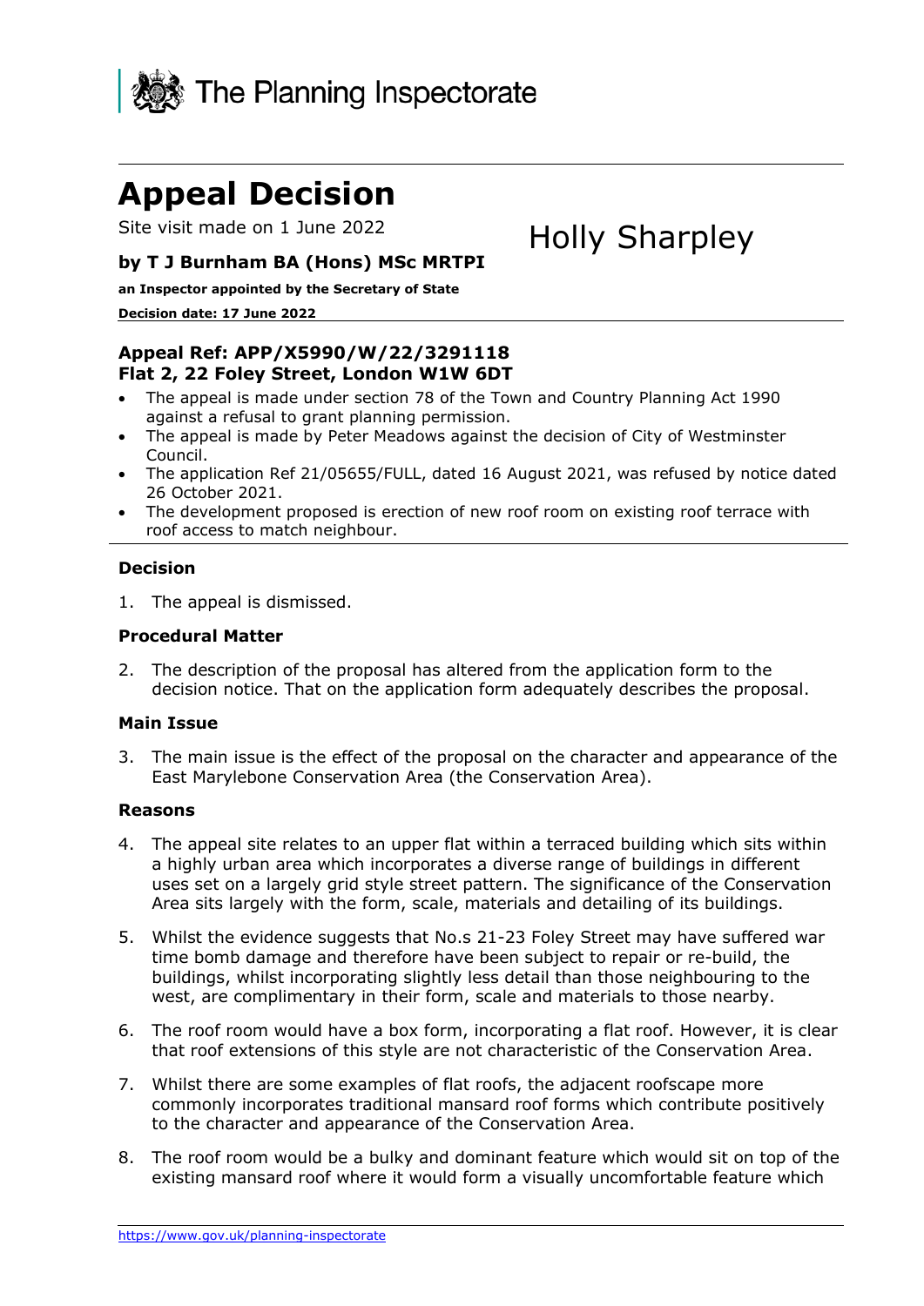The Planning Inspectorate

# Appeal Decision

Site visit made on 1 June 2022

Holly Sharpley

**by T J Burnham BA (Hons) MSc MRTPI**

**an Inspector appointed by the Secretary of State**

**Decision date: 17 June 2022**

**Appeal Ref: APP/X5990/W/22/3291118**
**Flat 2, 22 Foley Street, London W1W 6DT**

- The appeal is made under section 78 of the Town and Country Planning Act 1990 against a refusal to grant planning permission.
- The appeal is made by Peter Meadows against the decision of City of Westminster Council.
- The application Ref 21/05655/FULL, dated 16 August 2021, was refused by notice dated 26 October 2021.
- The development proposed is erection of new roof room on existing roof terrace with roof access to match neighbour.

### Decision

1. The appeal is dismissed.

### Procedural Matter

2. The description of the proposal has altered from the application form to the decision notice. That on the application form adequately describes the proposal.

### Main Issue

3. The main issue is the effect of the proposal on the character and appearance of the East Marylebone Conservation Area (the Conservation Area).

### Reasons

4. The appeal site relates to an upper flat within a terraced building which sits within a highly urban area which incorporates a diverse range of buildings in different uses set on a largely grid style street pattern. The significance of the Conservation Area sits largely with the form, scale, materials and detailing of its buildings.

5. Whilst the evidence suggests that No.s 21-23 Foley Street may have suffered war time bomb damage and therefore have been subject to repair or re-build, the buildings, whilst incorporating slightly less detail than those neighbouring to the west, are complimentary in their form, scale and materials to those nearby.

6. The roof room would have a box form, incorporating a flat roof. However, it is clear that roof extensions of this style are not characteristic of the Conservation Area.

7. Whilst there are some examples of flat roofs, the adjacent roofscape more commonly incorporates traditional mansard roof forms which contribute positively to the character and appearance of the Conservation Area.

8. The roof room would be a bulky and dominant feature which would sit on top of the existing mansard roof where it would form a visually uncomfortable feature which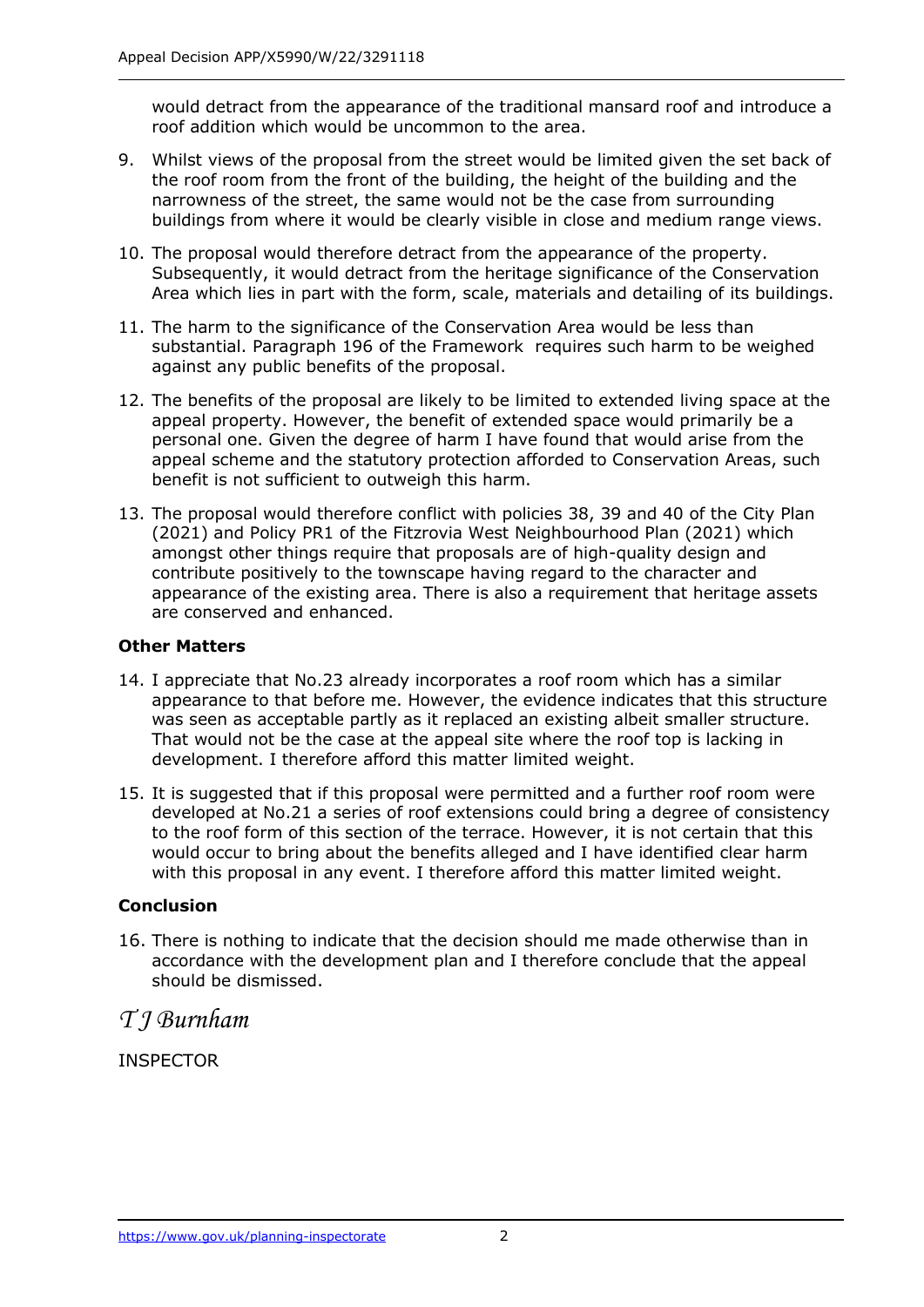would detract from the appearance of the traditional mansard roof and introduce a roof addition which would be uncommon to the area.

9. Whilst views of the proposal from the street would be limited given the set back of the roof room from the front of the building, the height of the building and the narrowness of the street, the same would not be the case from surrounding buildings from where it would be clearly visible in close and medium range views.

10. The proposal would therefore detract from the appearance of the property. Subsequently, it would detract from the heritage significance of the Conservation Area which lies in part with the form, scale, materials and detailing of its buildings.

11. The harm to the significance of the Conservation Area would be less than substantial. Paragraph 196 of the Framework requires such harm to be weighed against any public benefits of the proposal.

12. The benefits of the proposal are likely to be limited to extended living space at the appeal property. However, the benefit of extended space would primarily be a personal one. Given the degree of harm I have found that would arise from the appeal scheme and the statutory protection afforded to Conservation Areas, such benefit is not sufficient to outweigh this harm.

13. The proposal would therefore conflict with policies 38, 39 and 40 of the City Plan (2021) and Policy PR1 of the Fitzrovia West Neighbourhood Plan (2021) which amongst other things require that proposals are of high-quality design and contribute positively to the townscape having regard to the character and appearance of the existing area. There is also a requirement that heritage assets are conserved and enhanced.

**Other Matters**

14. I appreciate that No.23 already incorporates a roof room which has a similar appearance to that before me. However, the evidence indicates that this structure was seen as acceptable partly as it replaced an existing albeit smaller structure. That would not be the case at the appeal site where the roof top is lacking in development. I therefore afford this matter limited weight.

15. It is suggested that if this proposal were permitted and a further roof room were developed at No.21 a series of roof extensions could bring a degree of consistency to the roof form of this section of the terrace. However, it is not certain that this would occur to bring about the benefits alleged and I have identified clear harm with this proposal in any event. I therefore afford this matter limited weight.

**Conclusion**

16. There is nothing to indicate that the decision should me made otherwise than in accordance with the development plan and I therefore conclude that the appeal should be dismissed.

*T J Burnham*

INSPECTOR